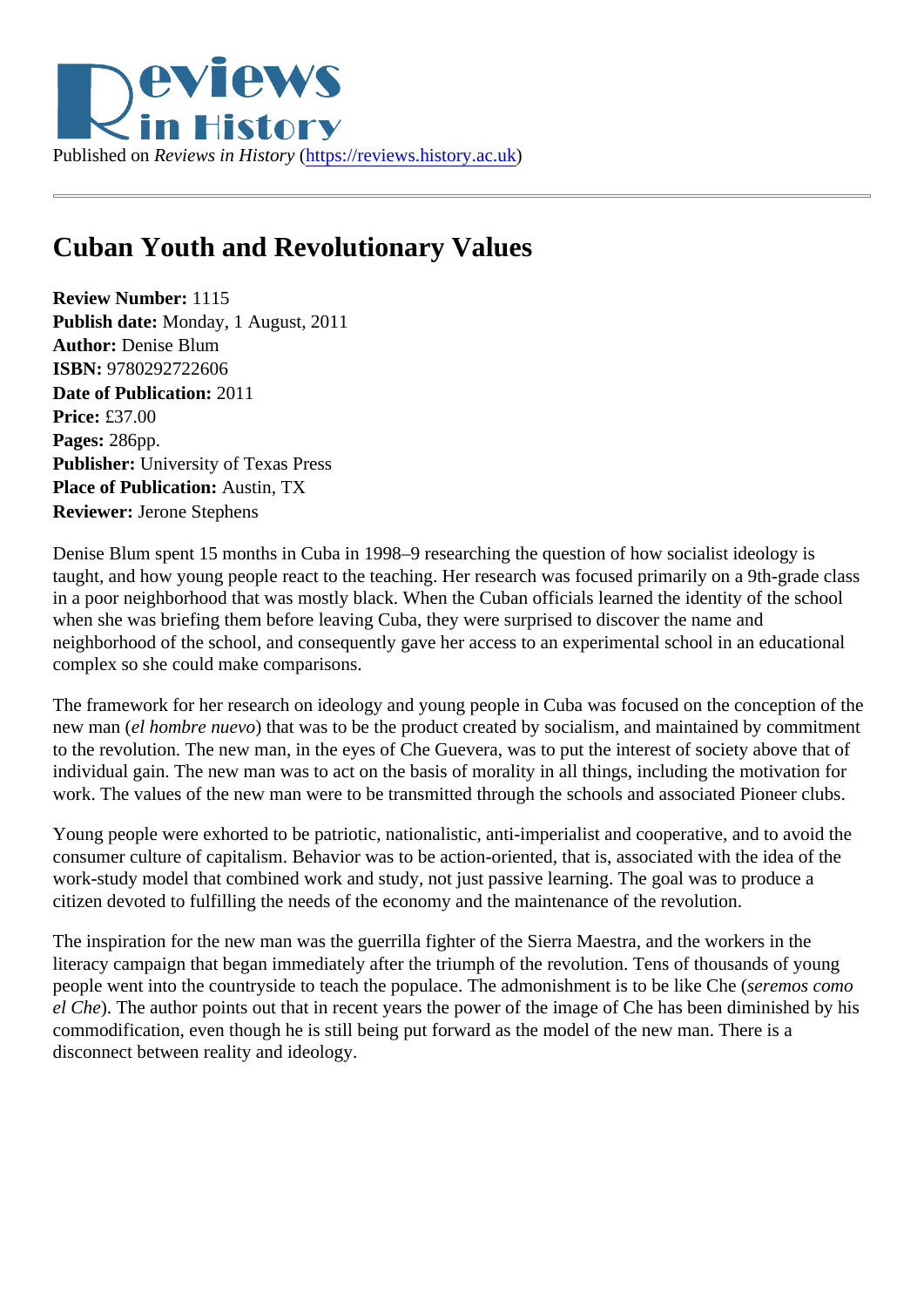Published on *Reviews in History* (https://reviews.history.ac.uk)

# Cuban Youth and Revolutionary Values

**Review Number:** 1115
**Publish date:** Monday, 1 August, 2011
**Author:** Denise Blum
**ISBN:** 9780292722606
**Date of Publication:** 2011
**Price:** £37.00
**Pages:** 286pp.
**Publisher:** University of Texas Press
**Place of Publication:** Austin, TX
**Reviewer:** Jerone Stephens

Denise Blum spent 15 months in Cuba in 1998–9 researching the question of how socialist ideology is taught, and how young people react to the teaching. Her research was focused primarily on a 9th-grade class in a poor neighborhood that was mostly black. When the Cuban officials learned the identity of the school when she was briefing them before leaving Cuba, they were surprised to discover the name and neighborhood of the school, and consequently gave her access to an experimental school in an educational complex so she could make comparisons.

The framework for her research on ideology and young people in Cuba was focused on the conception of the new man (*el hombre nuevo*) that was to be the product created by socialism, and maintained by commitment to the revolution. The new man, in the eyes of Che Guevera, was to put the interest of society above that of individual gain. The new man was to act on the basis of morality in all things, including the motivation for work. The values of the new man were to be transmitted through the schools and associated Pioneer clubs.

Young people were exhorted to be patriotic, nationalistic, anti-imperialist and cooperative, and to avoid the consumer culture of capitalism. Behavior was to be action-oriented, that is, associated with the idea of the work-study model that combined work and study, not just passive learning. The goal was to produce a citizen devoted to fulfilling the needs of the economy and the maintenance of the revolution.

The inspiration for the new man was the guerrilla fighter of the Sierra Maestra, and the workers in the literacy campaign that began immediately after the triumph of the revolution. Tens of thousands of young people went into the countryside to teach the populace. The admonishment is to be like Che (*seremos como el Che*). The author points out that in recent years the power of the image of Che has been diminished by his commodification, even though he is still being put forward as the model of the new man. There is a disconnect between reality and ideology.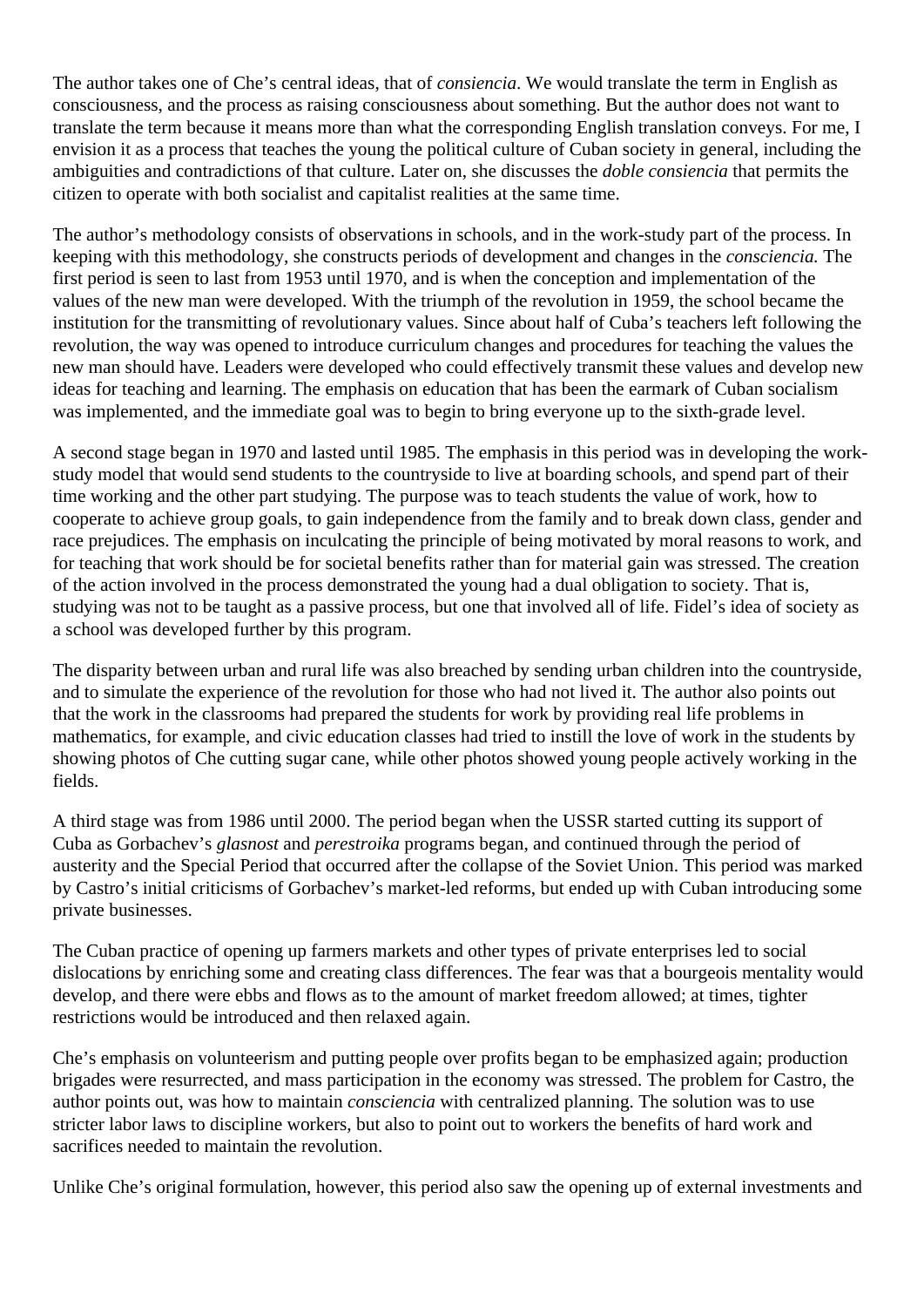The author takes one of Che's central ideas, that of *consiencia*. We would translate the term in English as consciousness, and the process as raising consciousness about something. But the author does not want to translate the term because it means more than what the corresponding English translation conveys. For me, I envision it as a process that teaches the young the political culture of Cuban society in general, including the ambiguities and contradictions of that culture. Later on, she discusses the *doble consiencia* that permits the citizen to operate with both socialist and capitalist realities at the same time.

The author's methodology consists of observations in schools, and in the work-study part of the process. In keeping with this methodology, she constructs periods of development and changes in the *consciencia.* The first period is seen to last from 1953 until 1970, and is when the conception and implementation of the values of the new man were developed. With the triumph of the revolution in 1959, the school became the institution for the transmitting of revolutionary values. Since about half of Cuba's teachers left following the revolution, the way was opened to introduce curriculum changes and procedures for teaching the values the new man should have. Leaders were developed who could effectively transmit these values and develop new ideas for teaching and learning. The emphasis on education that has been the earmark of Cuban socialism was implemented, and the immediate goal was to begin to bring everyone up to the sixth-grade level.

A second stage began in 1970 and lasted until 1985. The emphasis in this period was in developing the work-study model that would send students to the countryside to live at boarding schools, and spend part of their time working and the other part studying. The purpose was to teach students the value of work, how to cooperate to achieve group goals, to gain independence from the family and to break down class, gender and race prejudices. The emphasis on inculcating the principle of being motivated by moral reasons to work, and for teaching that work should be for societal benefits rather than for material gain was stressed. The creation of the action involved in the process demonstrated the young had a dual obligation to society. That is, studying was not to be taught as a passive process, but one that involved all of life. Fidel's idea of society as a school was developed further by this program.

The disparity between urban and rural life was also breached by sending urban children into the countryside, and to simulate the experience of the revolution for those who had not lived it. The author also points out that the work in the classrooms had prepared the students for work by providing real life problems in mathematics, for example, and civic education classes had tried to instill the love of work in the students by showing photos of Che cutting sugar cane, while other photos showed young people actively working in the fields.

A third stage was from 1986 until 2000. The period began when the USSR started cutting its support of Cuba as Gorbachev's *glasnost* and *perestroika* programs began, and continued through the period of austerity and the Special Period that occurred after the collapse of the Soviet Union. This period was marked by Castro's initial criticisms of Gorbachev's market-led reforms, but ended up with Cuban introducing some private businesses.

The Cuban practice of opening up farmers markets and other types of private enterprises led to social dislocations by enriching some and creating class differences. The fear was that a bourgeois mentality would develop, and there were ebbs and flows as to the amount of market freedom allowed; at times, tighter restrictions would be introduced and then relaxed again.

Che's emphasis on volunteerism and putting people over profits began to be emphasized again; production brigades were resurrected, and mass participation in the economy was stressed. The problem for Castro, the author points out, was how to maintain *consciencia* with centralized planning. The solution was to use stricter labor laws to discipline workers, but also to point out to workers the benefits of hard work and sacrifices needed to maintain the revolution.

Unlike Che's original formulation, however, this period also saw the opening up of external investments and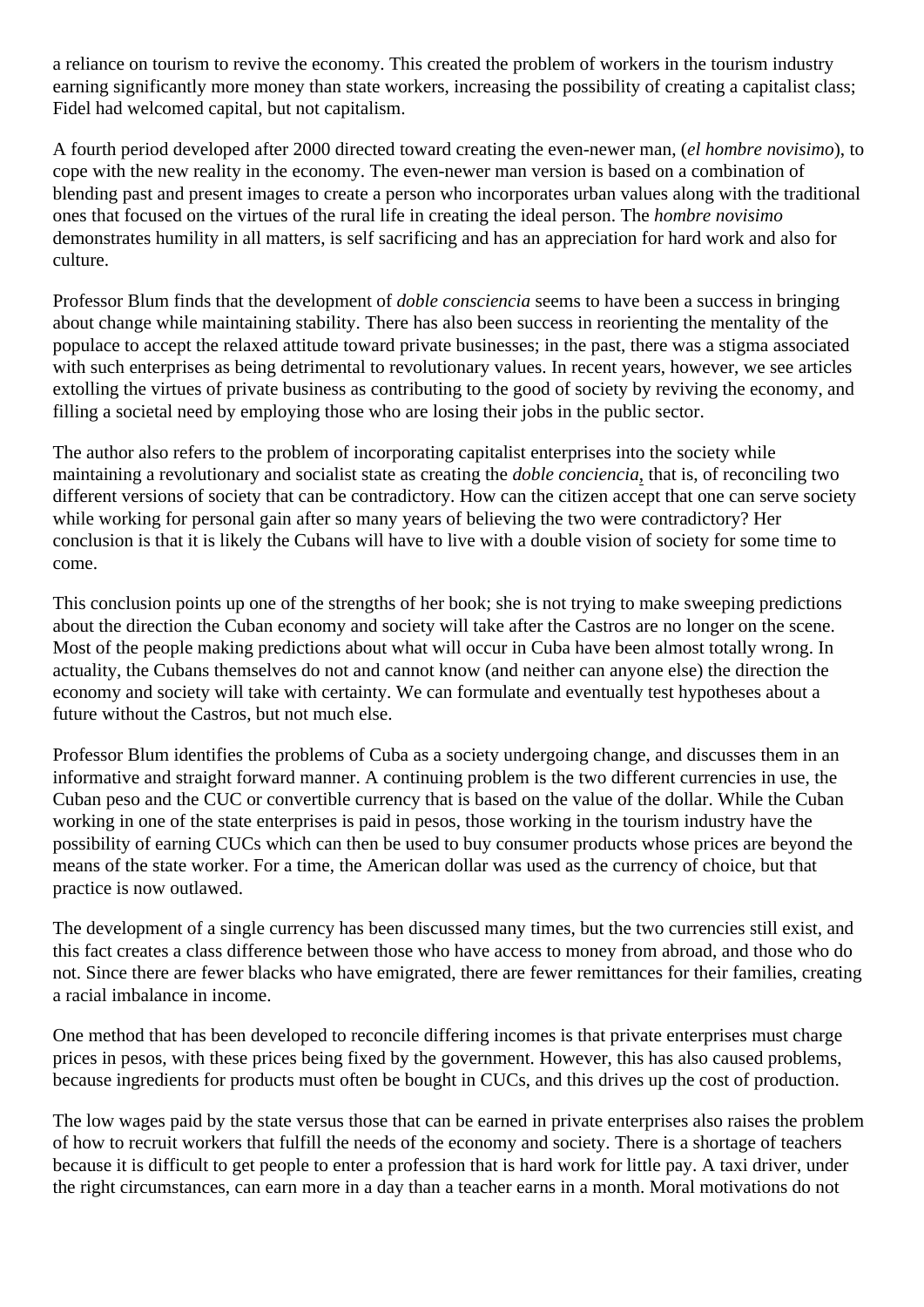a reliance on tourism to revive the economy. This created the problem of workers in the tourism industry earning significantly more money than state workers, increasing the possibility of creating a capitalist class; Fidel had welcomed capital, but not capitalism.

A fourth period developed after 2000 directed toward creating the even-newer man, (*el hombre novisimo*), to cope with the new reality in the economy. The even-newer man version is based on a combination of blending past and present images to create a person who incorporates urban values along with the traditional ones that focused on the virtues of the rural life in creating the ideal person. The *hombre novisimo* demonstrates humility in all matters, is self sacrificing and has an appreciation for hard work and also for culture.

Professor Blum finds that the development of *doble consciencia* seems to have been a success in bringing about change while maintaining stability. There has also been success in reorienting the mentality of the populace to accept the relaxed attitude toward private businesses; in the past, there was a stigma associated with such enterprises as being detrimental to revolutionary values. In recent years, however, we see articles extolling the virtues of private business as contributing to the good of society by reviving the economy, and filling a societal need by employing those who are losing their jobs in the public sector.

The author also refers to the problem of incorporating capitalist enterprises into the society while maintaining a revolutionary and socialist state as creating the *doble conciencia*, that is, of reconciling two different versions of society that can be contradictory. How can the citizen accept that one can serve society while working for personal gain after so many years of believing the two were contradictory? Her conclusion is that it is likely the Cubans will have to live with a double vision of society for some time to come.

This conclusion points up one of the strengths of her book; she is not trying to make sweeping predictions about the direction the Cuban economy and society will take after the Castros are no longer on the scene. Most of the people making predictions about what will occur in Cuba have been almost totally wrong. In actuality, the Cubans themselves do not and cannot know (and neither can anyone else) the direction the economy and society will take with certainty. We can formulate and eventually test hypotheses about a future without the Castros, but not much else.

Professor Blum identifies the problems of Cuba as a society undergoing change, and discusses them in an informative and straight forward manner. A continuing problem is the two different currencies in use, the Cuban peso and the CUC or convertible currency that is based on the value of the dollar. While the Cuban working in one of the state enterprises is paid in pesos, those working in the tourism industry have the possibility of earning CUCs which can then be used to buy consumer products whose prices are beyond the means of the state worker. For a time, the American dollar was used as the currency of choice, but that practice is now outlawed.

The development of a single currency has been discussed many times, but the two currencies still exist, and this fact creates a class difference between those who have access to money from abroad, and those who do not. Since there are fewer blacks who have emigrated, there are fewer remittances for their families, creating a racial imbalance in income.

One method that has been developed to reconcile differing incomes is that private enterprises must charge prices in pesos, with these prices being fixed by the government. However, this has also caused problems, because ingredients for products must often be bought in CUCs, and this drives up the cost of production.

The low wages paid by the state versus those that can be earned in private enterprises also raises the problem of how to recruit workers that fulfill the needs of the economy and society. There is a shortage of teachers because it is difficult to get people to enter a profession that is hard work for little pay. A taxi driver, under the right circumstances, can earn more in a day than a teacher earns in a month. Moral motivations do not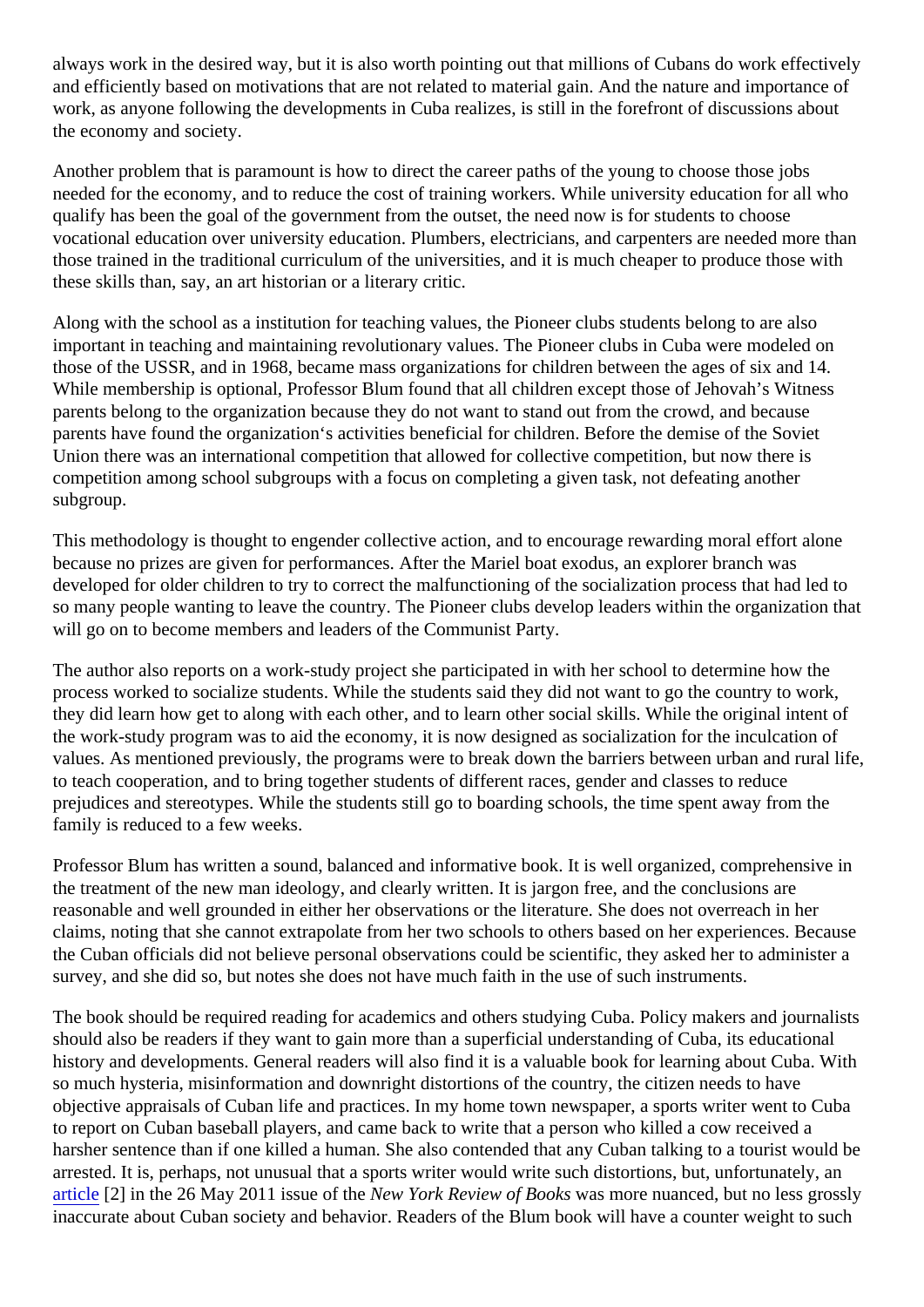always work in the desired way, but it is also worth pointing out that millions of Cubans do work effectively and efficiently based on motivations that are not related to material gain. And the nature and importance of work, as anyone following the developments in Cuba realizes, is still in the forefront of discussions about the economy and society.

Another problem that is paramount is how to direct the career paths of the young to choose those jobs needed for the economy, and to reduce the cost of training workers. While university education for all who qualify has been the goal of the government from the outset, the need now is for students to choose vocational education over university education. Plumbers, electricians, and carpenters are needed more than those trained in the traditional curriculum of the universities, and it is much cheaper to produce those with these skills than, say, an art historian or a literary critic.

Along with the school as a institution for teaching values, the Pioneer clubs students belong to are also important in teaching and maintaining revolutionary values. The Pioneer clubs in Cuba were modeled on those of the USSR, and in 1968, became mass organizations for children between the ages of six and 14. While membership is optional, Professor Blum found that all children except those of Jehovah's Witness parents belong to the organization because they do not want to stand out from the crowd, and because parents have found the organization's activities beneficial for children. Before the demise of the Soviet Union there was an international competition that allowed for collective competition, but now there is competition among school subgroups with a focus on completing a given task, not defeating another subgroup.

This methodology is thought to engender collective action, and to encourage rewarding moral effort alone because no prizes are given for performances. After the Mariel boat exodus, an explorer branch was developed for older children to try to correct the malfunctioning of the socialization process that had led to so many people wanting to leave the country. The Pioneer clubs develop leaders within the organization that will go on to become members and leaders of the Communist Party.

The author also reports on a work-study project she participated in with her school to determine how the process worked to socialize students. While the students said they did not want to go the country to work, they did learn how get to along with each other, and to learn other social skills. While the original intent of the work-study program was to aid the economy, it is now designed as socialization for the inculcation of values. As mentioned previously, the programs were to break down the barriers between urban and rural life, to teach cooperation, and to bring together students of different races, gender and classes to reduce prejudices and stereotypes. While the students still go to boarding schools, the time spent away from the family is reduced to a few weeks.

Professor Blum has written a sound, balanced and informative book. It is well organized, comprehensive in the treatment of the new man ideology, and clearly written. It is jargon free, and the conclusions are reasonable and well grounded in either her observations or the literature. She does not overreach in her claims, noting that she cannot extrapolate from her two schools to others based on her experiences. Because the Cuban officials did not believe personal observations could be scientific, they asked her to administer a survey, and she did so, but notes she does not have much faith in the use of such instruments.

The book should be required reading for academics and others studying Cuba. Policy makers and journalists should also be readers if they want to gain more than a superficial understanding of Cuba, its educational history and developments. General readers will also find it is a valuable book for learning about Cuba. With so much hysteria, misinformation and downright distortions of the country, the citizen needs to have objective appraisals of Cuban life and practices. In my home town newspaper, a sports writer went to Cuba to report on Cuban baseball players, and came back to write that a person who killed a cow received a harsher sentence than if one killed a human. She also contended that any Cuban talking to a tourist would be arrested. It is, perhaps, not unusual that a sports writer would write such distortions, but, unfortunately, an article [2] in the 26 May 2011 issue of the *New York Review of Books* was more nuanced, but no less grossly inaccurate about Cuban society and behavior. Readers of the Blum book will have a counter weight to such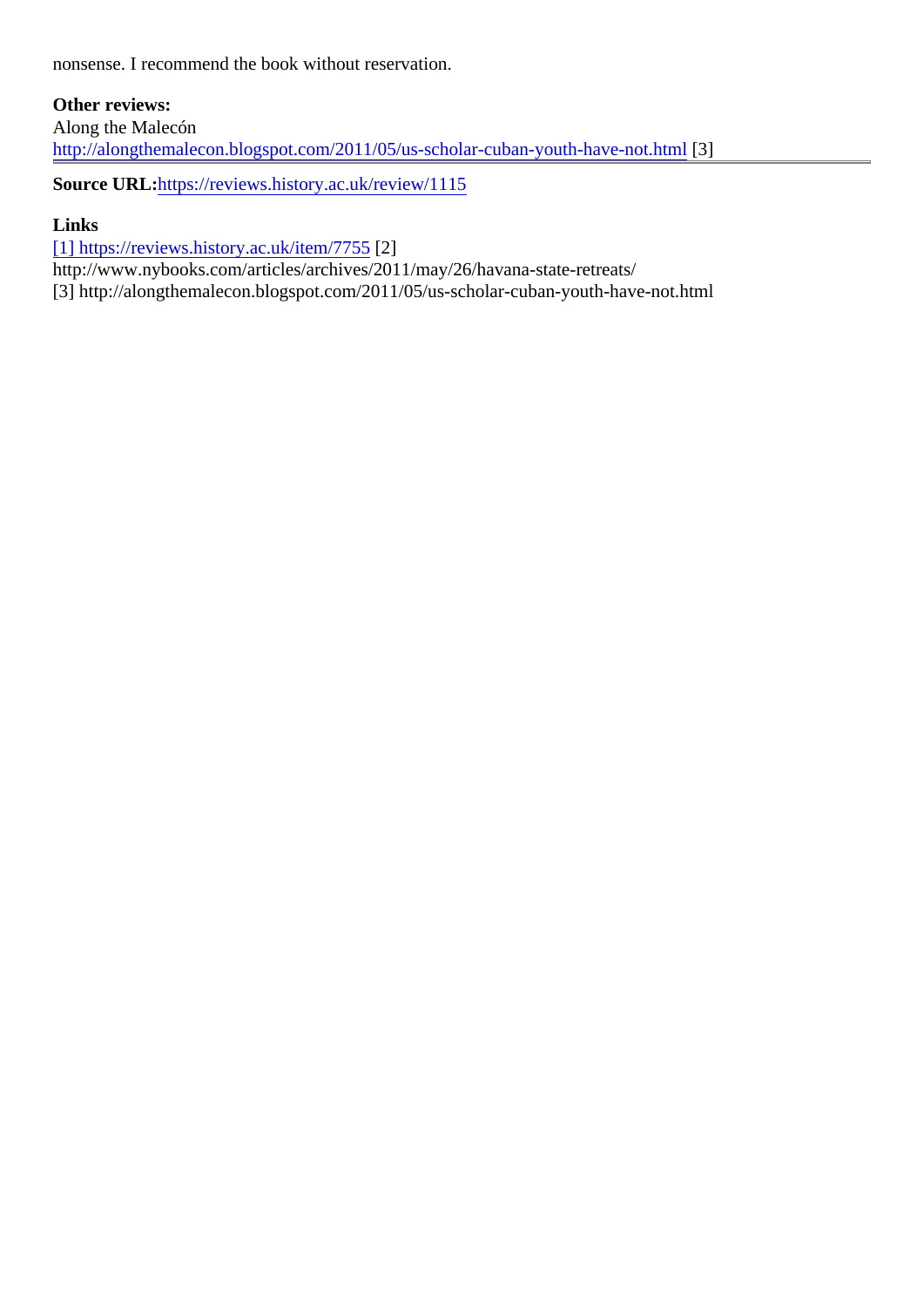nonsense. I recommend the book without reservation.

**Other reviews:**
Along the Malecón
http://alongthemalecon.blogspot.com/2011/05/us-scholar-cuban-youth-have-not.html [3]

---

**Source URL:** https://reviews.history.ac.uk/review/1115

**Links**
[1] https://reviews.history.ac.uk/item/7755 [2]
http://www.nybooks.com/articles/archives/2011/may/26/havana-state-retreats/
[3] http://alongthemalecon.blogspot.com/2011/05/us-scholar-cuban-youth-have-not.html